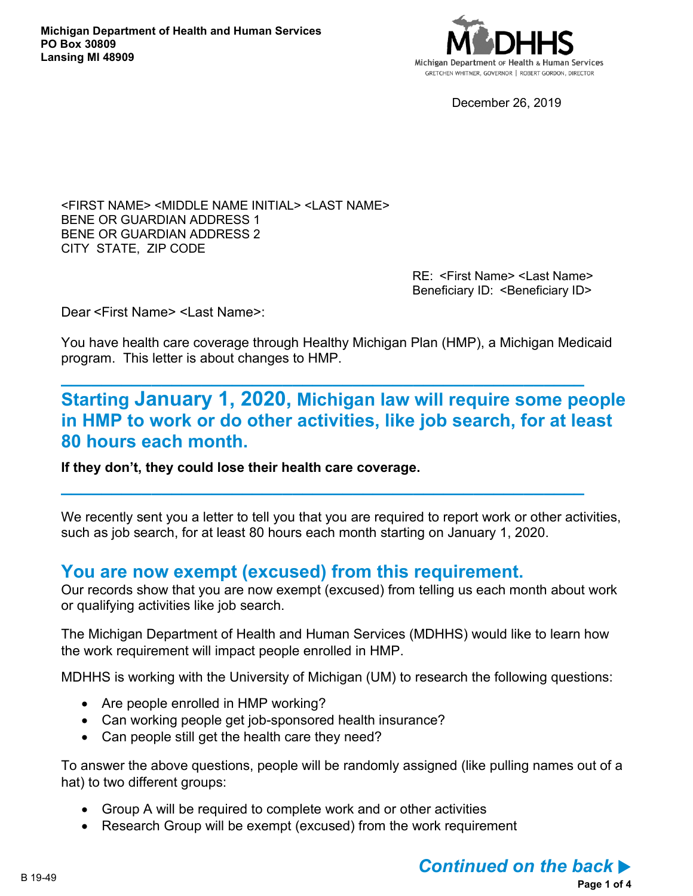**Michigan Department of Health and Human Services**
**PO Box 30809**
**Lansing MI 48909**

Michigan Department of Health & Human Services
GRETCHEN WHITMER, GOVERNOR | ROBERT GORDON, DIRECTOR

December 26, 2019

<FIRST NAME> <MIDDLE NAME INITIAL> <LAST NAME>
BENE OR GUARDIAN ADDRESS 1
BENE OR GUARDIAN ADDRESS 2
CITY STATE, ZIP CODE

RE: <First Name> <Last Name>
Beneficiary ID: <Beneficiary ID>

Dear <First Name> <Last Name>:

You have health care coverage through Healthy Michigan Plan (HMP), a Michigan Medicaid program. This letter is about changes to HMP.

---

## Starting January 1, 2020, Michigan law will require some people in HMP to work or do other activities, like job search, for at least 80 hours each month.

**If they don't, they could lose their health care coverage.**

---

We recently sent you a letter to tell you that you are required to report work or other activities, such as job search, for at least 80 hours each month starting on January 1, 2020.

## You are now exempt (excused) from this requirement.

Our records show that you are now exempt (excused) from telling us each month about work or qualifying activities like job search.

The Michigan Department of Health and Human Services (MDHHS) would like to learn how the work requirement will impact people enrolled in HMP.

MDHHS is working with the University of Michigan (UM) to research the following questions:

- Are people enrolled in HMP working?
- Can working people get job-sponsored health insurance?
- Can people still get the health care they need?

To answer the above questions, people will be randomly assigned (like pulling names out of a hat) to two different groups:

- Group A will be required to complete work and or other activities
- Research Group will be exempt (excused) from the work requirement

B 19-49

***Continued on the back ▶***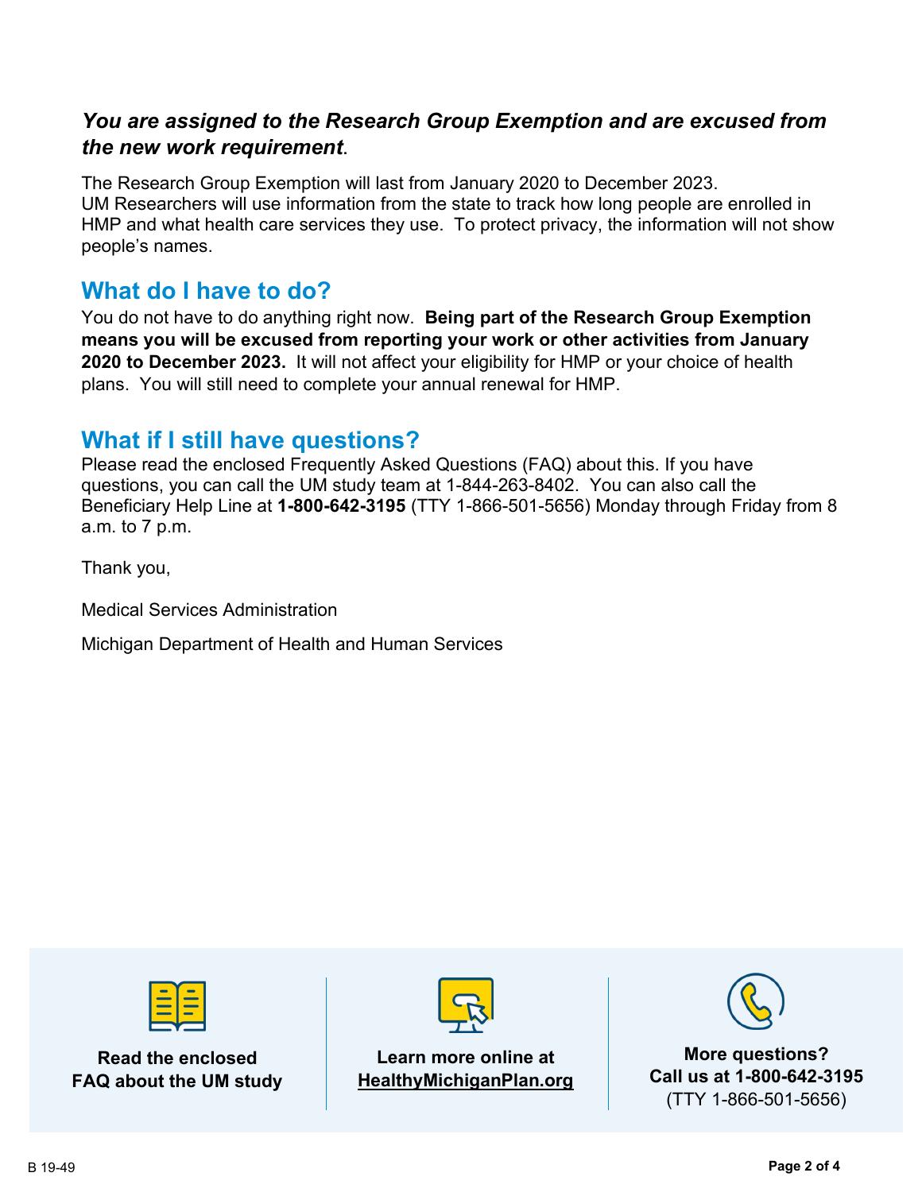***You are assigned to the Research Group Exemption and are excused from the new work requirement*.**

The Research Group Exemption will last from January 2020 to December 2023. UM Researchers will use information from the state to track how long people are enrolled in HMP and what health care services they use. To protect privacy, the information will not show people's names.

## What do I have to do?

You do not have to do anything right now. **Being part of the Research Group Exemption means you will be excused from reporting your work or other activities from January 2020 to December 2023.** It will not affect your eligibility for HMP or your choice of health plans. You will still need to complete your annual renewal for HMP.

## What if I still have questions?

Please read the enclosed Frequently Asked Questions (FAQ) about this. If you have questions, you can call the UM study team at 1-844-263-8402. You can also call the Beneficiary Help Line at **1-800-642-3195** (TTY 1-866-501-5656) Monday through Friday from 8 a.m. to 7 p.m.

Thank you,

Medical Services Administration

Michigan Department of Health and Human Services

**Read the enclosed FAQ about the UM study**

**Learn more online at HealthyMichiganPlan.org**

**More questions? Call us at 1-800-642-3195** (TTY 1-866-501-5656)

B 19-49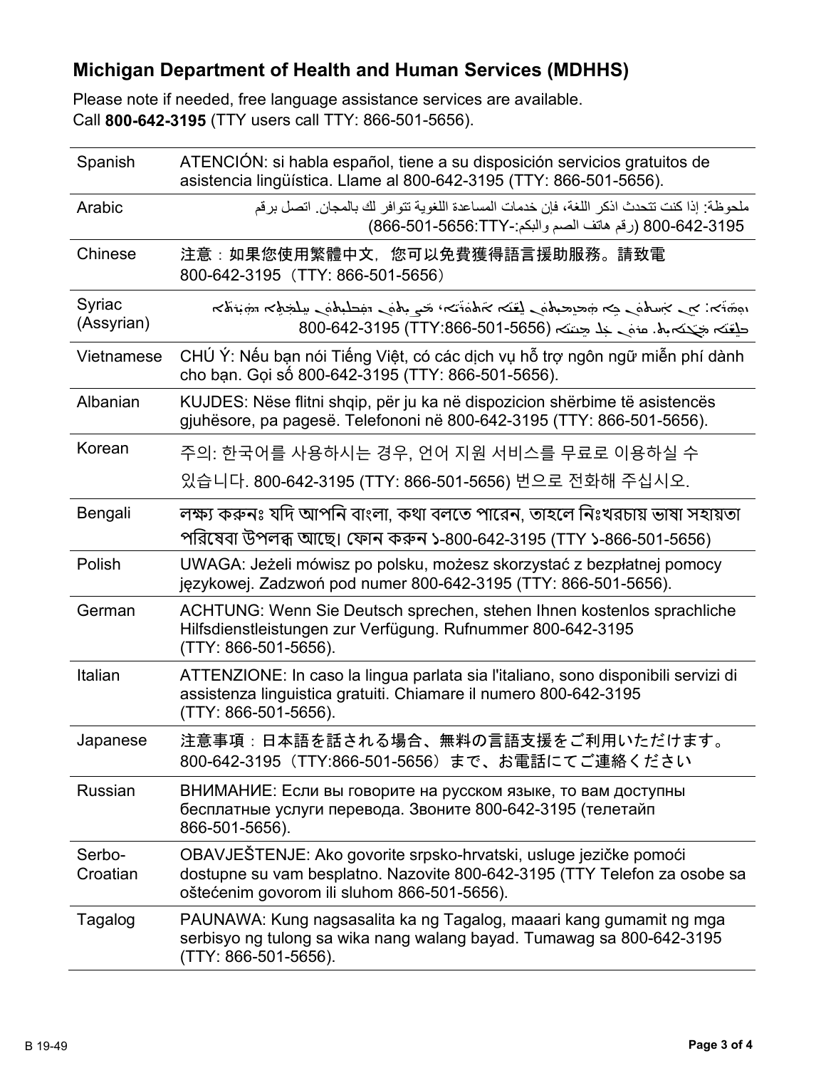## Michigan Department of Health and Human Services (MDHHS)

Please note if needed, free language assistance services are available.
Call **800-642-3195** (TTY users call TTY: 866-501-5656).

| | |
|---|---|
| Spanish | ATENCIÓN: si habla español, tiene a su disposición servicios gratuitos de asistencia lingüística. Llame al 800-642-3195 (TTY: 866-501-5656). |
| Arabic | ملحوظة: إذا كنت تتحدث اذكر اللغة، فإن خدمات المساعدة اللغوية تتوافر لك بالمجان. اتصل برقم 800-642-3195 (رقم هاتف الصم والبكم:-TTY:866-501-5656) |
| Chinese | 注意：如果您使用繁體中文，您可以免費獲得語言援助服務。請致電 800-642-3195（TTY: 866-501-5656） |
| Syriac (Assyrian) | ܙܘܗܪܐ: ܐܢ ܐܢܬ ܡܡܠܠܬ ܠܫܢܐ ܐܬܘܪܝܐ، ܟܐ ܡܨܝܬ ܕܡܣܬܥܝܢܬ ܒܬܫܡܫܝܬܐ ܕܗܝܪܐ ܕܠܫܢܐ ܡܓܢܐܝܬ. ܩܪܝ ܥܠ ܡܢܝܢܐ 800-642-3195 (TTY:866-501-5656) |
| Vietnamese | CHÚ Ý: Nếu bạn nói Tiếng Việt, có các dịch vụ hỗ trợ ngôn ngữ miễn phí dành cho bạn. Gọi số 800-642-3195 (TTY: 866-501-5656). |
| Albanian | KUJDES: Nëse flitni shqip, për ju ka në dispozicion shërbime të asistencës gjuhësore, pa pagesë. Telefononi në 800-642-3195 (TTY: 866-501-5656). |
| Korean | 주의: 한국어를 사용하시는 경우, 언어 지원 서비스를 무료로 이용하실 수 있습니다. 800-642-3195 (TTY: 866-501-5656) 번으로 전화해 주십시오. |
| Bengali | লক্ষ্য করুনঃ যদি আপনি বাংলা, কথা বলতে পারেন, তাহলে নিঃখরচায় ভাষা সহায়তা পরিষেবা উপলব্ধ আছে। ফোন করুন ১-800-642-3195 (TTY ১-866-501-5656) |
| Polish | UWAGA: Jeżeli mówisz po polsku, możesz skorzystać z bezpłatnej pomocy językowej. Zadzwoń pod numer 800-642-3195 (TTY: 866-501-5656). |
| German | ACHTUNG: Wenn Sie Deutsch sprechen, stehen Ihnen kostenlos sprachliche Hilfsdienstleistungen zur Verfügung. Rufnummer 800-642-3195 (TTY: 866-501-5656). |
| Italian | ATTENZIONE: In caso la lingua parlata sia l'italiano, sono disponibili servizi di assistenza linguistica gratuiti. Chiamare il numero 800-642-3195 (TTY: 866-501-5656). |
| Japanese | 注意事項：日本語を話される場合、無料の言語支援をご利用いただけます。800-642-3195（TTY:866-501-5656）まで、お電話にてご連絡ください |
| Russian | ВНИМАНИЕ: Если вы говорите на русском языке, то вам доступны бесплатные услуги перевода. Звоните 800-642-3195 (телетайп 866-501-5656). |
| Serbo-Croatian | OBAVJEŠTENJE: Ako govorite srpsko-hrvatski, usluge jezičke pomoći dostupne su vam besplatno. Nazovite 800-642-3195 (TTY Telefon za osobe sa oštećenim govorom ili sluhom 866-501-5656). |
| Tagalog | PAUNAWA: Kung nagsasalita ka ng Tagalog, maaari kang gumamit ng mga serbisyo ng tulong sa wika nang walang bayad. Tumawag sa 800-642-3195 (TTY: 866-501-5656). |

B 19-49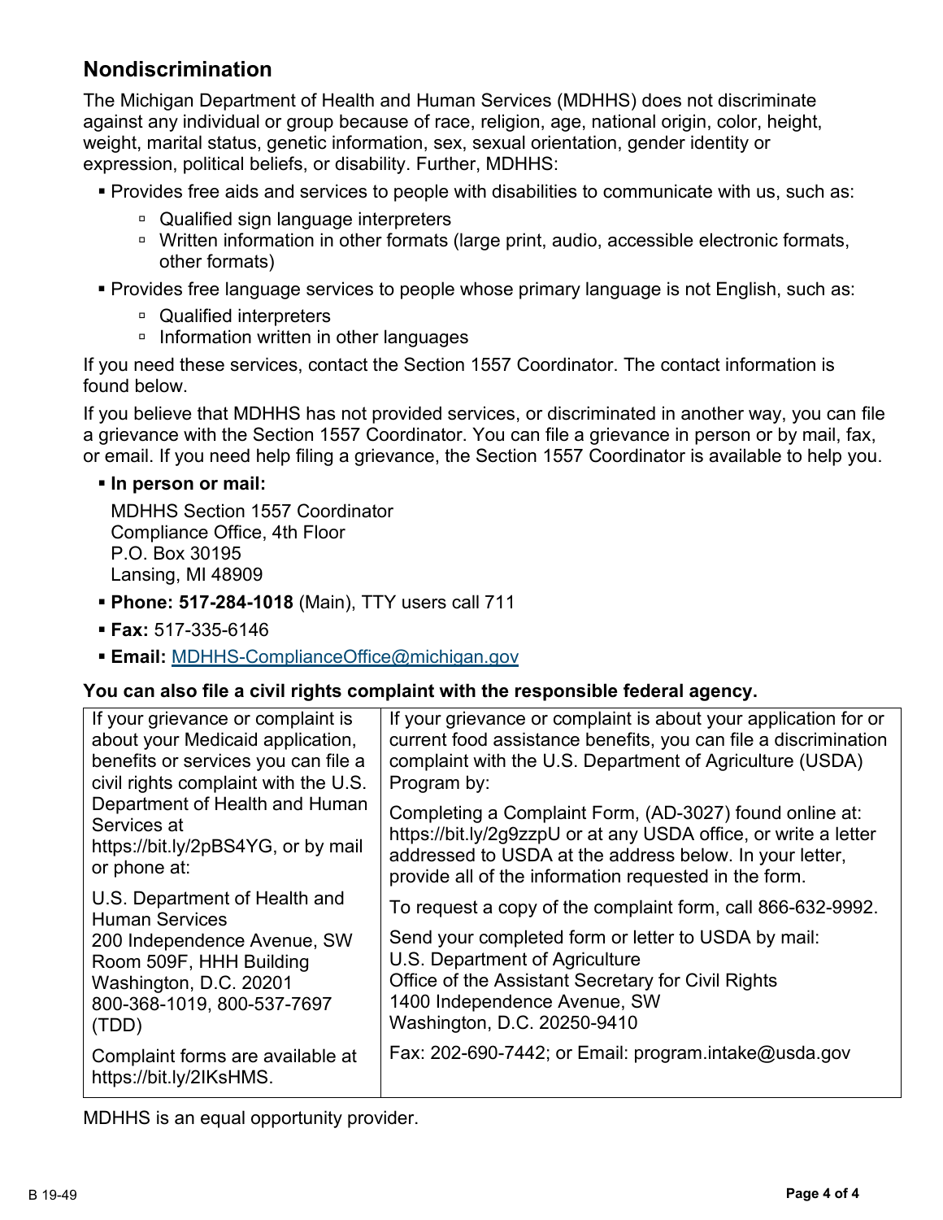## Nondiscrimination

The Michigan Department of Health and Human Services (MDHHS) does not discriminate against any individual or group because of race, religion, age, national origin, color, height, weight, marital status, genetic information, sex, sexual orientation, gender identity or expression, political beliefs, or disability. Further, MDHHS:

- Provides free aids and services to people with disabilities to communicate with us, such as:
  - Qualified sign language interpreters
  - Written information in other formats (large print, audio, accessible electronic formats, other formats)
- Provides free language services to people whose primary language is not English, such as:
  - Qualified interpreters
  - Information written in other languages

If you need these services, contact the Section 1557 Coordinator. The contact information is found below.

If you believe that MDHHS has not provided services, or discriminated in another way, you can file a grievance with the Section 1557 Coordinator. You can file a grievance in person or by mail, fax, or email. If you need help filing a grievance, the Section 1557 Coordinator is available to help you.

- **In person or mail:**

  MDHHS Section 1557 Coordinator
  Compliance Office, 4th Floor
  P.O. Box 30195
  Lansing, MI 48909

- **Phone: 517-284-1018** (Main), TTY users call 711
- **Fax:** 517-335-6146
- **Email:** MDHHS-ComplianceOffice@michigan.gov

**You can also file a civil rights complaint with the responsible federal agency.**

| If your grievance or complaint is about your Medicaid application, benefits or services you can file a civil rights complaint with the U.S. Department of Health and Human Services at https://bit.ly/2pBS4YG, or by mail or phone at: <br><br> U.S. Department of Health and Human Services <br> 200 Independence Avenue, SW <br> Room 509F, HHH Building <br> Washington, D.C. 20201 <br> 800-368-1019, 800-537-7697 (TDD) <br><br> Complaint forms are available at https://bit.ly/2IKsHMS. | If your grievance or complaint is about your application for or current food assistance benefits, you can file a discrimination complaint with the U.S. Department of Agriculture (USDA) Program by: <br><br> Completing a Complaint Form, (AD-3027) found online at: https://bit.ly/2g9zzpU or at any USDA office, or write a letter addressed to USDA at the address below. In your letter, provide all of the information requested in the form. <br><br> To request a copy of the complaint form, call 866-632-9992. <br><br> Send your completed form or letter to USDA by mail: <br> U.S. Department of Agriculture <br> Office of the Assistant Secretary for Civil Rights <br> 1400 Independence Avenue, SW <br> Washington, D.C. 20250-9410 <br><br> Fax: 202-690-7442; or Email: program.intake@usda.gov |
|---|---|

MDHHS is an equal opportunity provider.

B 19-49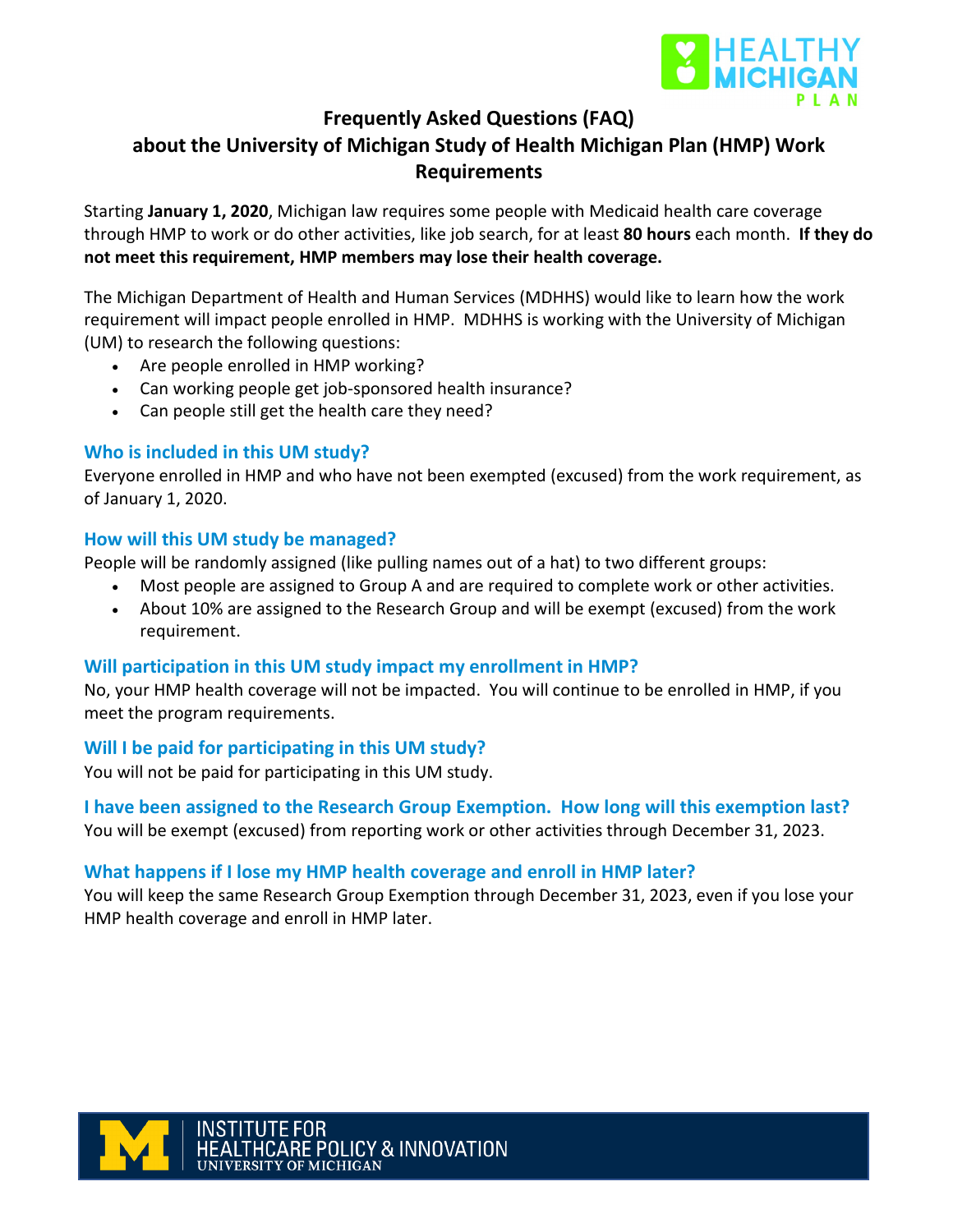# Frequently Asked Questions (FAQ) about the University of Michigan Study of Health Michigan Plan (HMP) Work Requirements

Starting **January 1, 2020**, Michigan law requires some people with Medicaid health care coverage through HMP to work or do other activities, like job search, for at least **80 hours** each month. **If they do not meet this requirement, HMP members may lose their health coverage.**

The Michigan Department of Health and Human Services (MDHHS) would like to learn how the work requirement will impact people enrolled in HMP. MDHHS is working with the University of Michigan (UM) to research the following questions:

- Are people enrolled in HMP working?
- Can working people get job-sponsored health insurance?
- Can people still get the health care they need?

### Who is included in this UM study?

Everyone enrolled in HMP and who have not been exempted (excused) from the work requirement, as of January 1, 2020.

### How will this UM study be managed?

People will be randomly assigned (like pulling names out of a hat) to two different groups:

- Most people are assigned to Group A and are required to complete work or other activities.
- About 10% are assigned to the Research Group and will be exempt (excused) from the work requirement.

### Will participation in this UM study impact my enrollment in HMP?

No, your HMP health coverage will not be impacted. You will continue to be enrolled in HMP, if you meet the program requirements.

### Will I be paid for participating in this UM study?

You will not be paid for participating in this UM study.

### I have been assigned to the Research Group Exemption. How long will this exemption last?

You will be exempt (excused) from reporting work or other activities through December 31, 2023.

### What happens if I lose my HMP health coverage and enroll in HMP later?

You will keep the same Research Group Exemption through December 31, 2023, even if you lose your HMP health coverage and enroll in HMP later.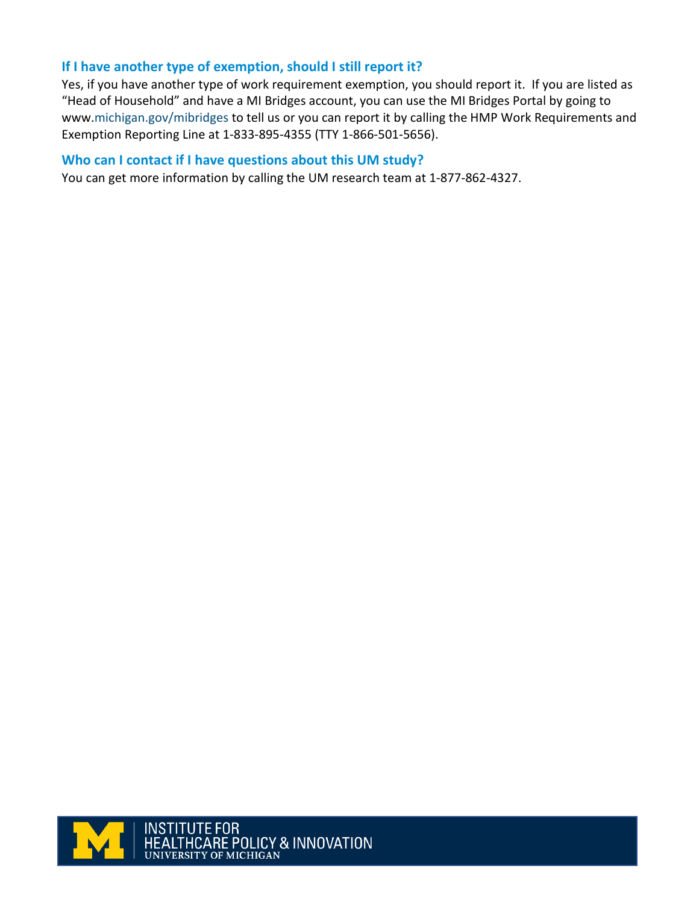### If I have another type of exemption, should I still report it?

Yes, if you have another type of work requirement exemption, you should report it. If you are listed as "Head of Household" and have a MI Bridges account, you can use the MI Bridges Portal by going to www.michigan.gov/mibridges to tell us or you can report it by calling the HMP Work Requirements and Exemption Reporting Line at 1-833-895-4355 (TTY 1-866-501-5656).

### Who can I contact if I have questions about this UM study?

You can get more information by calling the UM research team at 1-877-862-4327.

INSTITUTE FOR HEALTHCARE POLICY & INNOVATION
UNIVERSITY OF MICHIGAN